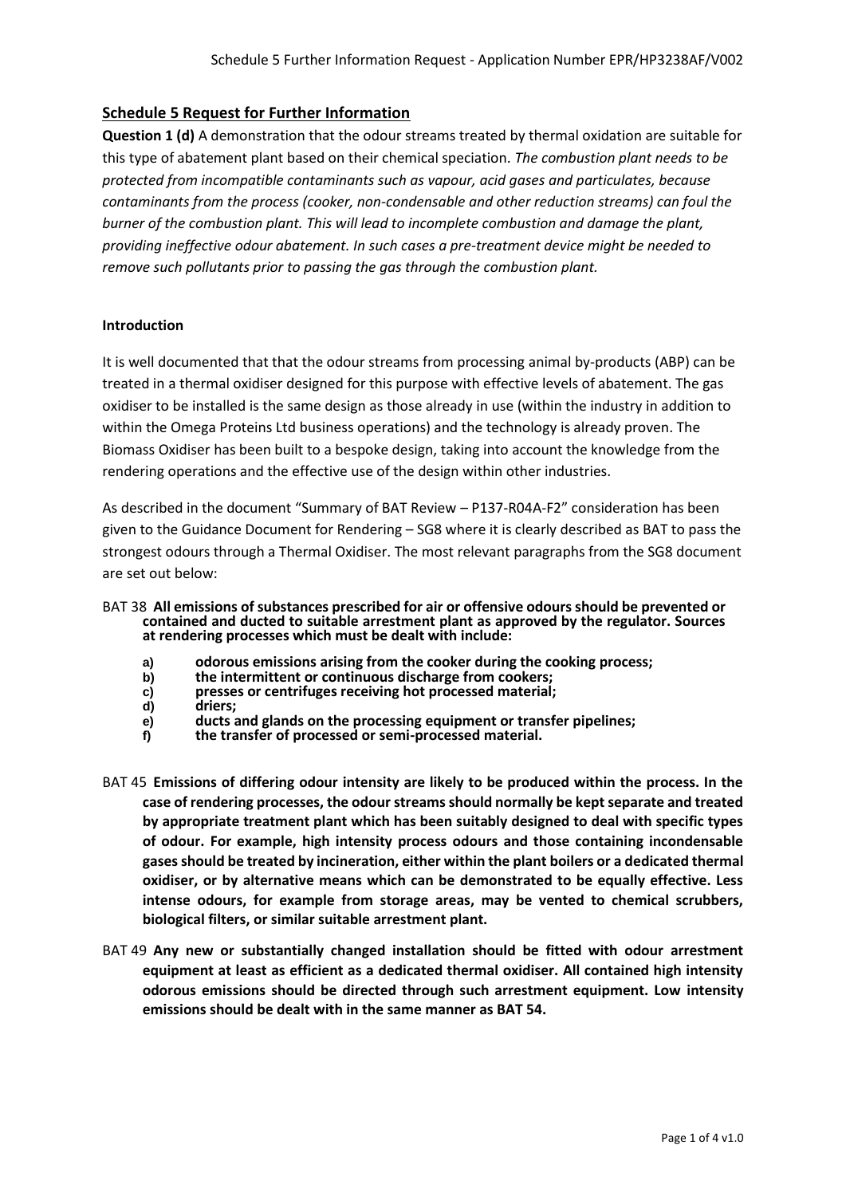## Schedule 5 Request for Further Information

**Question 1 (d)** A demonstration that the odour streams treated by thermal oxidation are suitable for this type of abatement plant based on their chemical speciation. *The combustion plant needs to be protected from incompatible contaminants such as vapour, acid gases and particulates, because contaminants from the process (cooker, non-condensable and other reduction streams) can foul the burner of the combustion plant. This will lead to incomplete combustion and damage the plant, providing ineffective odour abatement. In such cases a pre-treatment device might be needed to remove such pollutants prior to passing the gas through the combustion plant.*

**Introduction**

It is well documented that that the odour streams from processing animal by-products (ABP) can be treated in a thermal oxidiser designed for this purpose with effective levels of abatement. The gas oxidiser to be installed is the same design as those already in use (within the industry in addition to within the Omega Proteins Ltd business operations) and the technology is already proven. The Biomass Oxidiser has been built to a bespoke design, taking into account the knowledge from the rendering operations and the effective use of the design within other industries.

As described in the document "Summary of BAT Review – P137-R04A-F2" consideration has been given to the Guidance Document for Rendering – SG8 where it is clearly described as BAT to pass the strongest odours through a Thermal Oxidiser. The most relevant paragraphs from the SG8 document are set out below:

BAT 38 **All emissions of substances prescribed for air or offensive odours should be prevented or contained and ducted to suitable arrestment plant as approved by the regulator. Sources at rendering processes which must be dealt with include:**

- **a) odorous emissions arising from the cooker during the cooking process;**
- **b) the intermittent or continuous discharge from cookers;**
- **c) presses or centrifuges receiving hot processed material;**
- **d) driers;**
- **e) ducts and glands on the processing equipment or transfer pipelines;**
- **f) the transfer of processed or semi-processed material.**

BAT 45 **Emissions of differing odour intensity are likely to be produced within the process. In the case of rendering processes, the odour streams should normally be kept separate and treated by appropriate treatment plant which has been suitably designed to deal with specific types of odour. For example, high intensity process odours and those containing incondensable gases should be treated by incineration, either within the plant boilers or a dedicated thermal oxidiser, or by alternative means which can be demonstrated to be equally effective. Less intense odours, for example from storage areas, may be vented to chemical scrubbers, biological filters, or similar suitable arrestment plant.**

BAT 49 **Any new or substantially changed installation should be fitted with odour arrestment equipment at least as efficient as a dedicated thermal oxidiser. All contained high intensity odorous emissions should be directed through such arrestment equipment. Low intensity emissions should be dealt with in the same manner as BAT 54.**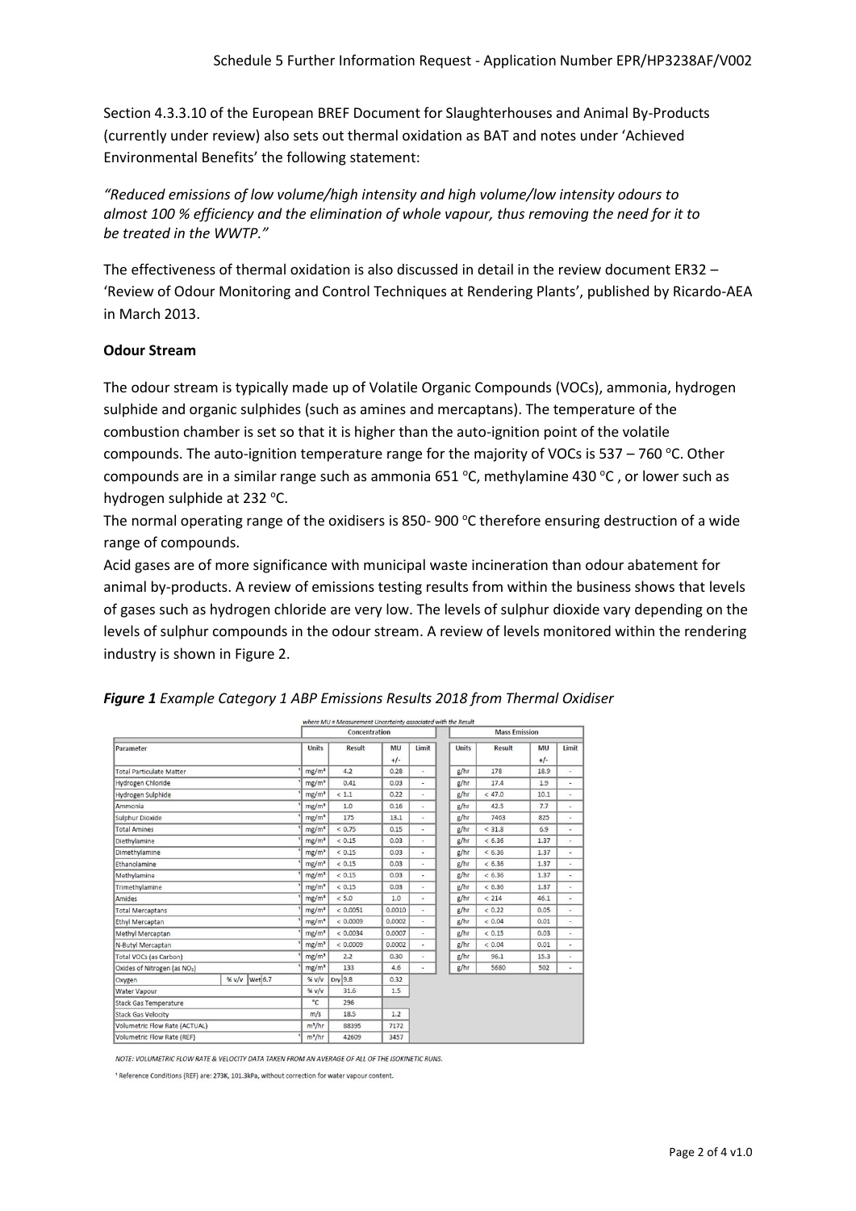Section 4.3.3.10 of the European BREF Document for Slaughterhouses and Animal By-Products (currently under review) also sets out thermal oxidation as BAT and notes under 'Achieved Environmental Benefits' the following statement:

*"Reduced emissions of low volume/high intensity and high volume/low intensity odours to almost 100 % efficiency and the elimination of whole vapour, thus removing the need for it to be treated in the WWTP."*

The effectiveness of thermal oxidation is also discussed in detail in the review document ER32 – 'Review of Odour Monitoring and Control Techniques at Rendering Plants', published by Ricardo-AEA in March 2013.

**Odour Stream**

The odour stream is typically made up of Volatile Organic Compounds (VOCs), ammonia, hydrogen sulphide and organic sulphides (such as amines and mercaptans). The temperature of the combustion chamber is set so that it is higher than the auto-ignition point of the volatile compounds. The auto-ignition temperature range for the majority of VOCs is 537 – 760 °C. Other compounds are in a similar range such as ammonia 651 °C, methylamine 430 °C , or lower such as hydrogen sulphide at 232 °C.

The normal operating range of the oxidisers is 850- 900 °C therefore ensuring destruction of a wide range of compounds.

Acid gases are of more significance with municipal waste incineration than odour abatement for animal by-products. A review of emissions testing results from within the business shows that levels of gases such as hydrogen chloride are very low. The levels of sulphur dioxide vary depending on the levels of sulphur compounds in the odour stream. A review of levels monitored within the rendering industry is shown in Figure 2.

***Figure 1** Example Category 1 ABP Emissions Results 2018 from Thermal Oxidiser*

where MU = Measurement Uncertainty associated with the Result

| Parameter | Concentration | | | | Mass Emission | | | |
|---|---|---|---|---|---|---|---|---|
| | Units | Result | MU +/- | Limit | Units | Result | MU +/- | Limit |
| Total Particulate Matter | mg/m³ | 4.2 | 0.28 | - | g/hr | 178 | 18.9 | - |
| Hydrogen Chloride | mg/m³ | 0.41 | 0.03 | - | g/hr | 17.4 | 1.9 | - |
| Hydrogen Sulphide | mg/m³ | < 1.1 | 0.22 | - | g/hr | < 47.0 | 10.1 | - |
| Ammonia | mg/m³ | 1.0 | 0.16 | - | g/hr | 42.5 | 7.7 | - |
| Sulphur Dioxide | mg/m³ | 175 | 13.1 | - | g/hr | 7463 | 825 | - |
| Total Amines | mg/m³ | < 0.75 | 0.15 | - | g/hr | < 31.8 | 6.9 | - |
| Diethylamine | mg/m³ | < 0.15 | 0.03 | - | g/hr | < 6.36 | 1.37 | - |
| Dimethylamine | mg/m³ | < 0.15 | 0.03 | - | g/hr | < 6.36 | 1.37 | - |
| Ethanolamine | mg/m³ | < 0.15 | 0.03 | - | g/hr | < 6.36 | 1.37 | - |
| Methylamine | mg/m³ | < 0.15 | 0.03 | - | g/hr | < 6.36 | 1.37 | - |
| Trimethylamine | mg/m³ | < 0.15 | 0.03 | - | g/hr | < 6.36 | 1.37 | - |
| Amides | mg/m³ | < 5.0 | 1.0 | - | g/hr | < 214 | 46.1 | - |
| Total Mercaptans | mg/m³ | < 0.0051 | 0.0010 | - | g/hr | < 0.22 | 0.05 | - |
| Ethyl Mercaptan | mg/m³ | < 0.0009 | 0.0002 | - | g/hr | < 0.04 | 0.01 | - |
| Methyl Mercaptan | mg/m³ | < 0.0034 | 0.0007 | - | g/hr | < 0.15 | 0.03 | - |
| N-Butyl Mercaptan | mg/m³ | < 0.0009 | 0.0002 | - | g/hr | < 0.04 | 0.01 | - |
| Total VOCs (as Carbon) | mg/m³ | 2.2 | 0.30 | - | g/hr | 96.1 | 15.3 | - |
| Oxides of Nitrogen (as $NO_2$) | mg/m³ | 133 | 4.6 | - | g/hr | 5680 | 502 | - |
| Oxygen (% v/v Wet 6.7) | % v/v | Dry 9.8 | 0.32 | | | | | |
| Water Vapour | % v/v | 31.6 | 1.5 | | | | | |
| Stack Gas Temperature | °C | 296 | | | | | | |
| Stack Gas Velocity | m/s | 18.5 | 1.2 | | | | | |
| Volumetric Flow Rate (ACTUAL) | m³/hr | 88395 | 7172 | | | | | |
| Volumetric Flow Rate (REF) | m³/hr | 42609 | 3457 | | | | | |

NOTE: VOLUMETRIC FLOW RATE & VELOCITY DATA TAKEN FROM AN AVERAGE OF ALL OF THE ISOKINETIC RUNS.

[1] Reference Conditions (REF) are: 273K, 101.3kPa, without correction for water vapour content.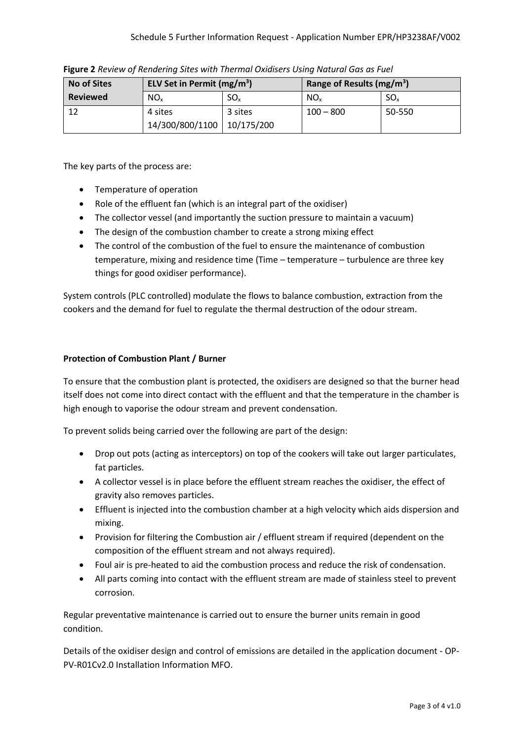**Figure 2** *Review of Rendering Sites with Thermal Oxidisers Using Natural Gas as Fuel*

| No of Sites Reviewed | ELV Set in Permit ($mg/m^3$) | | Range of Results ($mg/m^3$) | |
|---|---|---|---|---|
| | $NO_x$ | $SO_x$ | $NO_x$ | $SO_x$ |
| 12 | 4 sites 14/300/800/1100 | 3 sites 10/175/200 | 100 – 800 | 50-550 |

The key parts of the process are:

- Temperature of operation
- Role of the effluent fan (which is an integral part of the oxidiser)
- The collector vessel (and importantly the suction pressure to maintain a vacuum)
- The design of the combustion chamber to create a strong mixing effect
- The control of the combustion of the fuel to ensure the maintenance of combustion temperature, mixing and residence time (Time – temperature – turbulence are three key things for good oxidiser performance).

System controls (PLC controlled) modulate the flows to balance combustion, extraction from the cookers and the demand for fuel to regulate the thermal destruction of the odour stream.

**Protection of Combustion Plant / Burner**

To ensure that the combustion plant is protected, the oxidisers are designed so that the burner head itself does not come into direct contact with the effluent and that the temperature in the chamber is high enough to vaporise the odour stream and prevent condensation.

To prevent solids being carried over the following are part of the design:

- Drop out pots (acting as interceptors) on top of the cookers will take out larger particulates, fat particles.
- A collector vessel is in place before the effluent stream reaches the oxidiser, the effect of gravity also removes particles.
- Effluent is injected into the combustion chamber at a high velocity which aids dispersion and mixing.
- Provision for filtering the Combustion air / effluent stream if required (dependent on the composition of the effluent stream and not always required).
- Foul air is pre-heated to aid the combustion process and reduce the risk of condensation.
- All parts coming into contact with the effluent stream are made of stainless steel to prevent corrosion.

Regular preventative maintenance is carried out to ensure the burner units remain in good condition.

Details of the oxidiser design and control of emissions are detailed in the application document - OP-PV-R01Cv2.0 Installation Information MFO.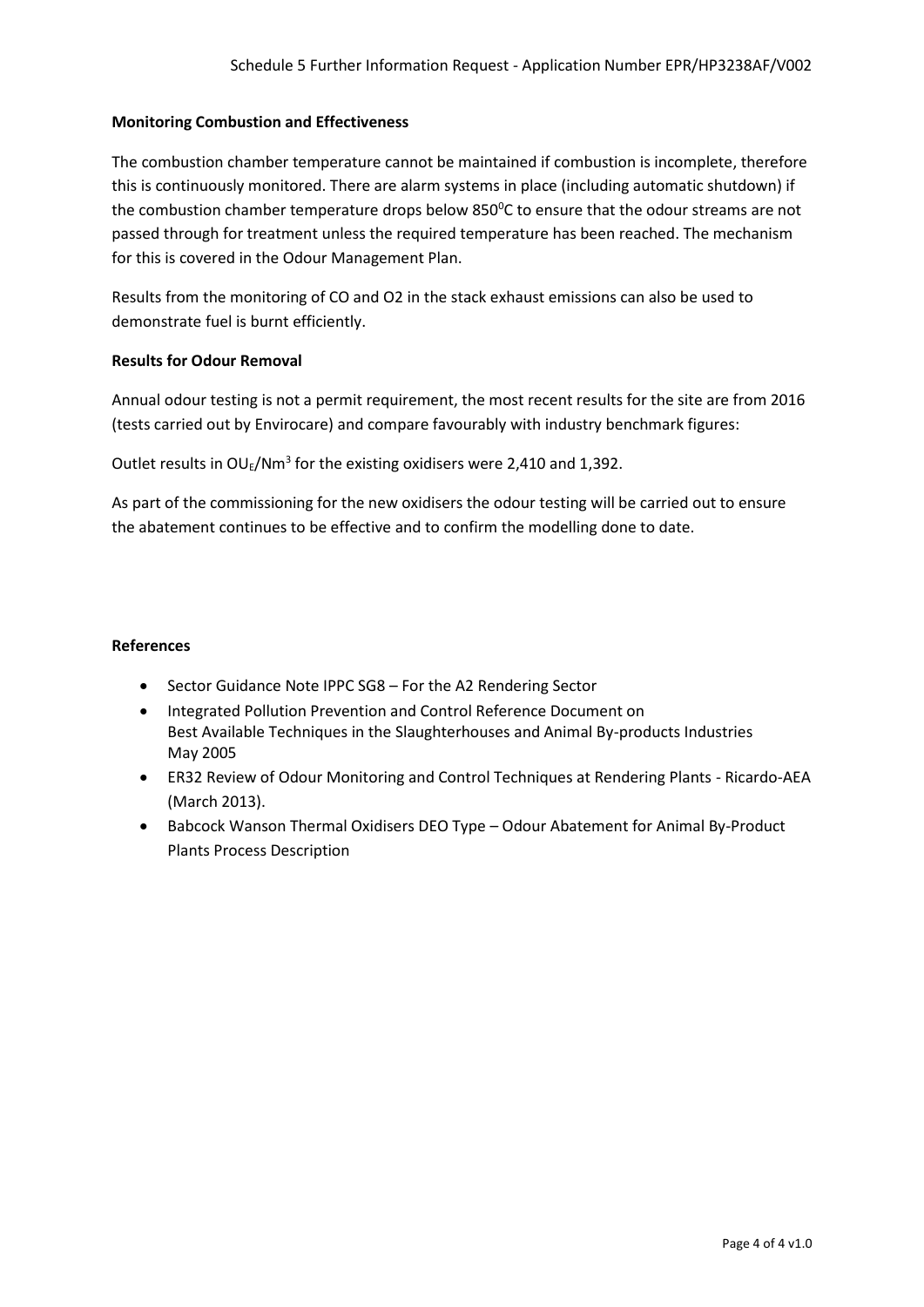**Monitoring Combustion and Effectiveness**

The combustion chamber temperature cannot be maintained if combustion is incomplete, therefore this is continuously monitored. There are alarm systems in place (including automatic shutdown) if the combustion chamber temperature drops below $850^0$C to ensure that the odour streams are not passed through for treatment unless the required temperature has been reached. The mechanism for this is covered in the Odour Management Plan.

Results from the monitoring of CO and O2 in the stack exhaust emissions can also be used to demonstrate fuel is burnt efficiently.

**Results for Odour Removal**

Annual odour testing is not a permit requirement, the most recent results for the site are from 2016 (tests carried out by Envirocare) and compare favourably with industry benchmark figures:

Outlet results in $OU_E/Nm^3$ for the existing oxidisers were 2,410 and 1,392.

As part of the commissioning for the new oxidisers the odour testing will be carried out to ensure the abatement continues to be effective and to confirm the modelling done to date.

**References**

- Sector Guidance Note IPPC SG8 – For the A2 Rendering Sector
- Integrated Pollution Prevention and Control Reference Document on Best Available Techniques in the Slaughterhouses and Animal By-products Industries May 2005
- ER32 Review of Odour Monitoring and Control Techniques at Rendering Plants - Ricardo-AEA (March 2013).
- Babcock Wanson Thermal Oxidisers DEO Type – Odour Abatement for Animal By-Product Plants Process Description